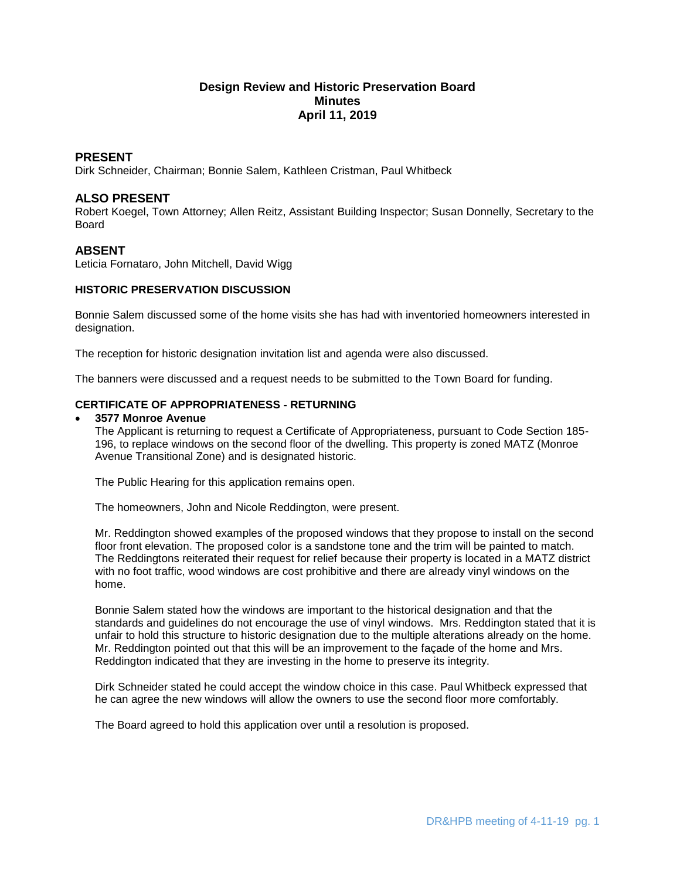# Design Review and Historic Preservation Board
## Minutes
## April 11, 2019

## PRESENT

Dirk Schneider, Chairman; Bonnie Salem, Kathleen Cristman, Paul Whitbeck

## ALSO PRESENT

Robert Koegel, Town Attorney; Allen Reitz, Assistant Building Inspector; Susan Donnelly, Secretary to the Board

## ABSENT

Leticia Fornataro, John Mitchell, David Wigg

### HISTORIC PRESERVATION DISCUSSION

Bonnie Salem discussed some of the home visits she has had with inventoried homeowners interested in designation.

The reception for historic designation invitation list and agenda were also discussed.

The banners were discussed and a request needs to be submitted to the Town Board for funding.

### CERTIFICATE OF APPROPRIATENESS - RETURNING

- **3577 Monroe Avenue**

  The Applicant is returning to request a Certificate of Appropriateness, pursuant to Code Section 185-196, to replace windows on the second floor of the dwelling. This property is zoned MATZ (Monroe Avenue Transitional Zone) and is designated historic.

  The Public Hearing for this application remains open.

  The homeowners, John and Nicole Reddington, were present.

  Mr. Reddington showed examples of the proposed windows that they propose to install on the second floor front elevation. The proposed color is a sandstone tone and the trim will be painted to match. The Reddingtons reiterated their request for relief because their property is located in a MATZ district with no foot traffic, wood windows are cost prohibitive and there are already vinyl windows on the home.

  Bonnie Salem stated how the windows are important to the historical designation and that the standards and guidelines do not encourage the use of vinyl windows. Mrs. Reddington stated that it is unfair to hold this structure to historic designation due to the multiple alterations already on the home. Mr. Reddington pointed out that this will be an improvement to the façade of the home and Mrs. Reddington indicated that they are investing in the home to preserve its integrity.

  Dirk Schneider stated he could accept the window choice in this case. Paul Whitbeck expressed that he can agree the new windows will allow the owners to use the second floor more comfortably.

  The Board agreed to hold this application over until a resolution is proposed.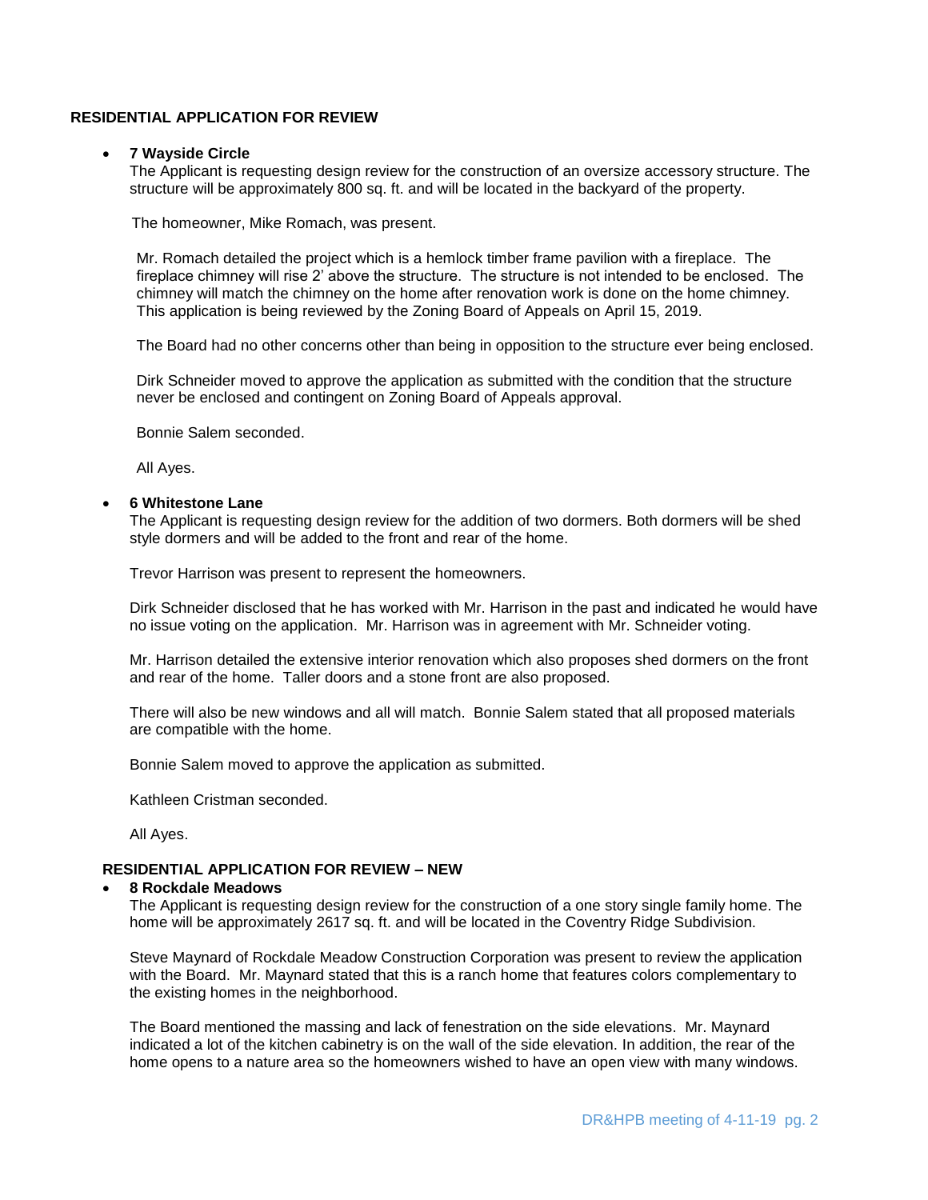## RESIDENTIAL APPLICATION FOR REVIEW

- **7 Wayside Circle**
  The Applicant is requesting design review for the construction of an oversize accessory structure. The structure will be approximately 800 sq. ft. and will be located in the backyard of the property.

  The homeowner, Mike Romach, was present.

  Mr. Romach detailed the project which is a hemlock timber frame pavilion with a fireplace. The fireplace chimney will rise 2' above the structure. The structure is not intended to be enclosed. The chimney will match the chimney on the home after renovation work is done on the home chimney. This application is being reviewed by the Zoning Board of Appeals on April 15, 2019.

  The Board had no other concerns other than being in opposition to the structure ever being enclosed.

  Dirk Schneider moved to approve the application as submitted with the condition that the structure never be enclosed and contingent on Zoning Board of Appeals approval.

  Bonnie Salem seconded.

  All Ayes.

- **6 Whitestone Lane**
  The Applicant is requesting design review for the addition of two dormers. Both dormers will be shed style dormers and will be added to the front and rear of the home.

  Trevor Harrison was present to represent the homeowners.

  Dirk Schneider disclosed that he has worked with Mr. Harrison in the past and indicated he would have no issue voting on the application. Mr. Harrison was in agreement with Mr. Schneider voting.

  Mr. Harrison detailed the extensive interior renovation which also proposes shed dormers on the front and rear of the home. Taller doors and a stone front are also proposed.

  There will also be new windows and all will match. Bonnie Salem stated that all proposed materials are compatible with the home.

  Bonnie Salem moved to approve the application as submitted.

  Kathleen Cristman seconded.

  All Ayes.

## RESIDENTIAL APPLICATION FOR REVIEW – NEW

- **8 Rockdale Meadows**
  The Applicant is requesting design review for the construction of a one story single family home. The home will be approximately 2617 sq. ft. and will be located in the Coventry Ridge Subdivision.

  Steve Maynard of Rockdale Meadow Construction Corporation was present to review the application with the Board. Mr. Maynard stated that this is a ranch home that features colors complementary to the existing homes in the neighborhood.

  The Board mentioned the massing and lack of fenestration on the side elevations. Mr. Maynard indicated a lot of the kitchen cabinetry is on the wall of the side elevation. In addition, the rear of the home opens to a nature area so the homeowners wished to have an open view with many windows.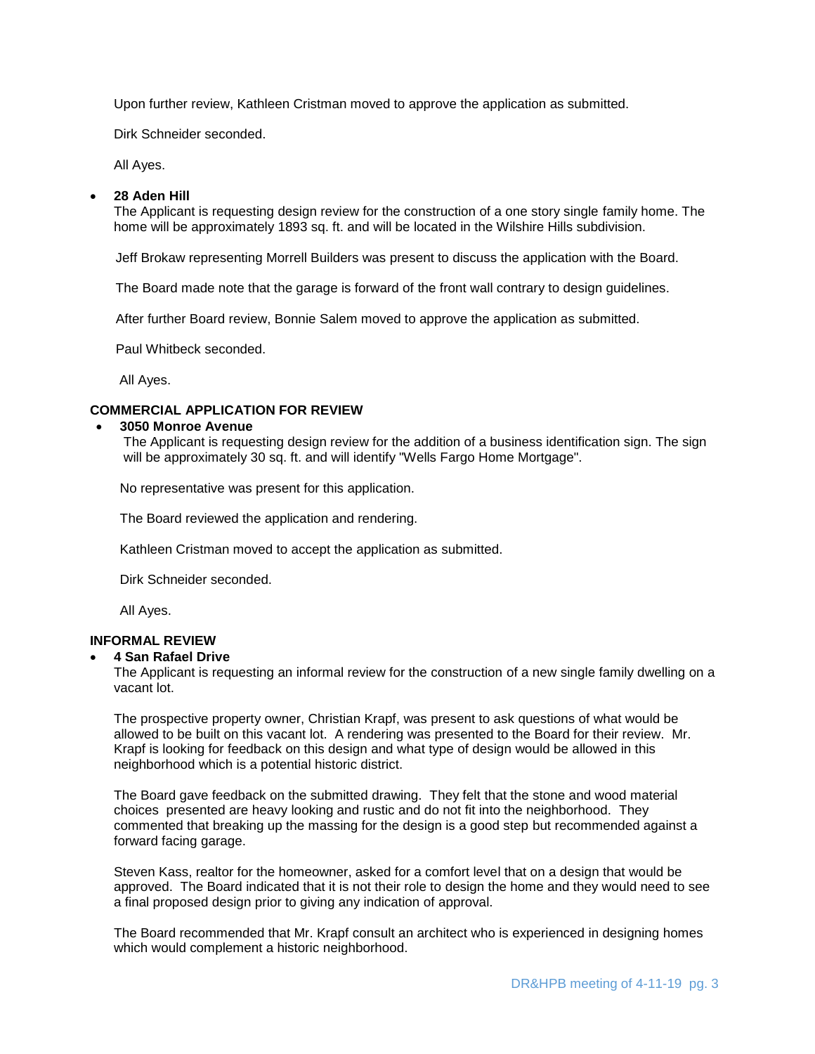Upon further review, Kathleen Cristman moved to approve the application as submitted.

Dirk Schneider seconded.

All Ayes.

- **28 Aden Hill**

  The Applicant is requesting design review for the construction of a one story single family home. The home will be approximately 1893 sq. ft. and will be located in the Wilshire Hills subdivision.

  Jeff Brokaw representing Morrell Builders was present to discuss the application with the Board.

  The Board made note that the garage is forward of the front wall contrary to design guidelines.

  After further Board review, Bonnie Salem moved to approve the application as submitted.

  Paul Whitbeck seconded.

  All Ayes.

**COMMERCIAL APPLICATION FOR REVIEW**

- **3050 Monroe Avenue**

  The Applicant is requesting design review for the addition of a business identification sign. The sign will be approximately 30 sq. ft. and will identify "Wells Fargo Home Mortgage".

  No representative was present for this application.

  The Board reviewed the application and rendering.

  Kathleen Cristman moved to accept the application as submitted.

  Dirk Schneider seconded.

  All Ayes.

**INFORMAL REVIEW**

- **4 San Rafael Drive**

  The Applicant is requesting an informal review for the construction of a new single family dwelling on a vacant lot.

  The prospective property owner, Christian Krapf, was present to ask questions of what would be allowed to be built on this vacant lot. A rendering was presented to the Board for their review. Mr. Krapf is looking for feedback on this design and what type of design would be allowed in this neighborhood which is a potential historic district.

  The Board gave feedback on the submitted drawing. They felt that the stone and wood material choices presented are heavy looking and rustic and do not fit into the neighborhood. They commented that breaking up the massing for the design is a good step but recommended against a forward facing garage.

  Steven Kass, realtor for the homeowner, asked for a comfort level that on a design that would be approved. The Board indicated that it is not their role to design the home and they would need to see a final proposed design prior to giving any indication of approval.

  The Board recommended that Mr. Krapf consult an architect who is experienced in designing homes which would complement a historic neighborhood.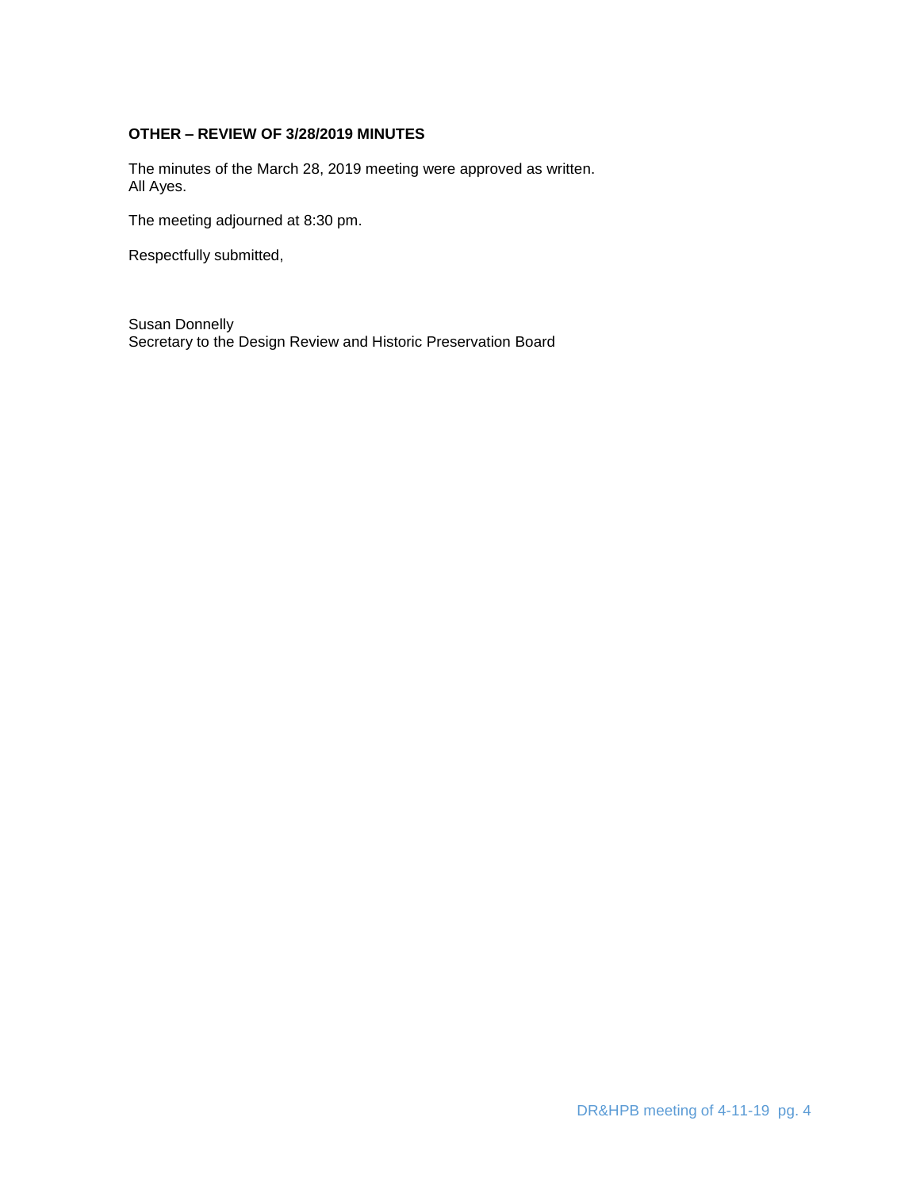**OTHER – REVIEW OF 3/28/2019 MINUTES**

The minutes of the March 28, 2019 meeting were approved as written.
All Ayes.

The meeting adjourned at 8:30 pm.

Respectfully submitted,

Susan Donnelly
Secretary to the Design Review and Historic Preservation Board